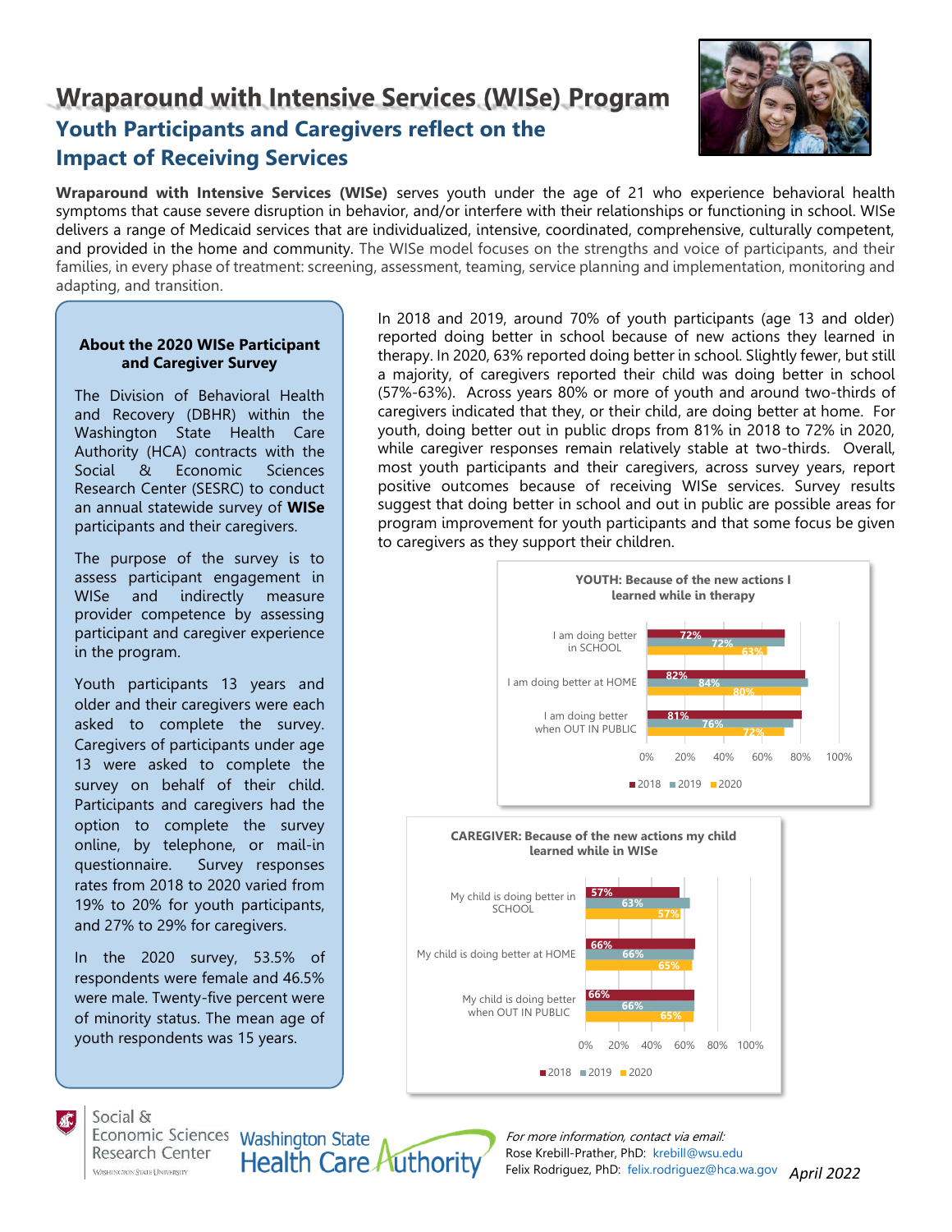# Wraparound with Intensive Services (WISe) Program

## Youth Participants and Caregivers reflect on the Impact of Receiving Services

**Wraparound with Intensive Services (WISe)** serves youth under the age of 21 who experience behavioral health symptoms that cause severe disruption in behavior, and/or interfere with their relationships or functioning in school. WISe delivers a range of Medicaid services that are individualized, intensive, coordinated, comprehensive, culturally competent, and provided in the home and community. The WISe model focuses on the strengths and voice of participants, and their families, in every phase of treatment: screening, assessment, teaming, service planning and implementation, monitoring and adapting, and transition.

### About the 2020 WISe Participant and Caregiver Survey

The Division of Behavioral Health and Recovery (DBHR) within the Washington State Health Care Authority (HCA) contracts with the Social & Economic Sciences Research Center (SESRC) to conduct an annual statewide survey of **WISe** participants and their caregivers.

The purpose of the survey is to assess participant engagement in WISe and indirectly measure provider competence by assessing participant and caregiver experience in the program.

Youth participants 13 years and older and their caregivers were each asked to complete the survey. Caregivers of participants under age 13 were asked to complete the survey on behalf of their child. Participants and caregivers had the option to complete the survey online, by telephone, or mail-in questionnaire. Survey responses rates from 2018 to 2020 varied from 19% to 20% for youth participants, and 27% to 29% for caregivers.

In the 2020 survey, 53.5% of respondents were female and 46.5% were male. Twenty-five percent were of minority status. The mean age of youth respondents was 15 years.

In 2018 and 2019, around 70% of youth participants (age 13 and older) reported doing better in school because of new actions they learned in therapy. In 2020, 63% reported doing better in school. Slightly fewer, but still a majority, of caregivers reported their child was doing better in school (57%-63%). Across years 80% or more of youth and around two-thirds of caregivers indicated that they, or their child, are doing better at home. For youth, doing better out in public drops from 81% in 2018 to 72% in 2020, while caregiver responses remain relatively stable at two-thirds. Overall, most youth participants and their caregivers, across survey years, report positive outcomes because of receiving WISe services. Survey results suggest that doing better in school and out in public are possible areas for program improvement for youth participants and that some focus be given to caregivers as they support their children.

**YOUTH: Because of the new actions I learned while in therapy**

| | 2018 | 2019 | 2020 |
|---|---|---|---|
| I am doing better in SCHOOL | 72% | 72% | 63% |
| I am doing better at HOME | 82% | 84% | 80% |
| I am doing better when OUT IN PUBLIC | 81% | 76% | 72% |

**CAREGIVER: Because of the new actions my child learned while in WISe**

| | 2018 | 2019 | 2020 |
|---|---|---|---|
| My child is doing better in SCHOOL | 57% | 63% | 57% |
| My child is doing better at HOME | 66% | 66% | 65% |
| My child is doing better when OUT IN PUBLIC | 66% | 66% | 65% |

Social & Economic Sciences Research Center, Washington State University

Washington State Health Care Authority

*For more information, contact via email:*
Rose Krebill-Prather, PhD: krebill@wsu.edu
Felix Rodriguez, PhD: felix.rodriguez@hca.wa.gov

*April 2022*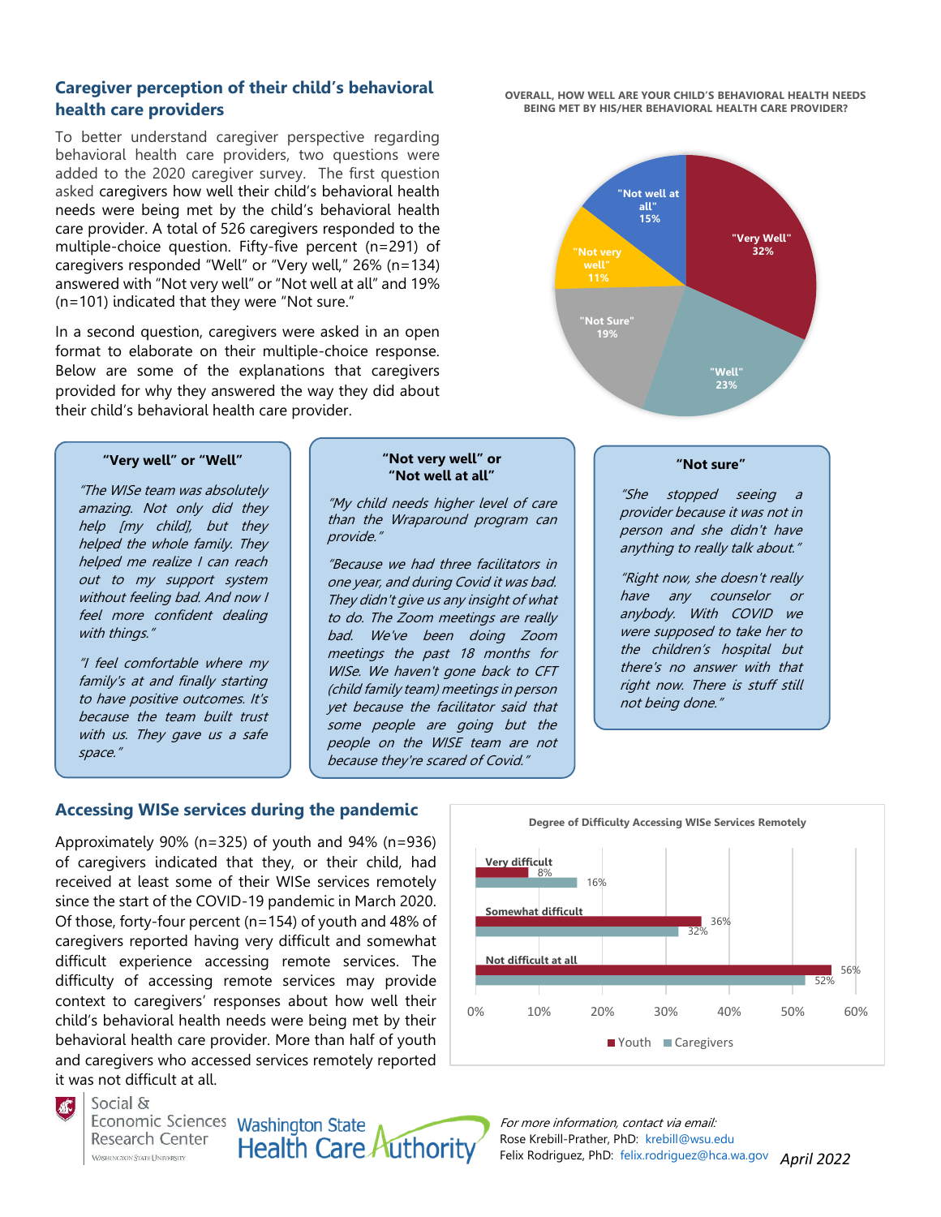## Caregiver perception of their child's behavioral health care providers

To better understand caregiver perspective regarding behavioral health care providers, two questions were added to the 2020 caregiver survey. The first question asked caregivers how well their child's behavioral health needs were being met by the child's behavioral health care provider. A total of 526 caregivers responded to the multiple-choice question. Fifty-five percent (n=291) of caregivers responded "Well" or "Very well," 26% (n=134) answered with "Not very well" or "Not well at all" and 19% (n=101) indicated that they were "Not sure."

In a second question, caregivers were asked in an open format to elaborate on their multiple-choice response. Below are some of the explanations that caregivers provided for why they answered the way they did about their child's behavioral health care provider.

OVERALL, HOW WELL ARE YOUR CHILD'S BEHAVIORAL HEALTH NEEDS BEING MET BY HIS/HER BEHAVIORAL HEALTH CARE PROVIDER?

"Very Well" 32%
"Well" 23%
"Not Sure" 19%
"Not very well" 11%
"Not well at all" 15%

**"Very well" or "Well"**

*"The WISe team was absolutely amazing. Not only did they help [my child], but they helped the whole family. They helped me realize I can reach out to my support system without feeling bad. And now I feel more confident dealing with things."*

*"I feel comfortable where my family's at and finally starting to have positive outcomes. It's because the team built trust with us. They gave us a safe space."*

**"Not very well" or "Not well at all"**

*"My child needs higher level of care than the Wraparound program can provide."*

*"Because we had three facilitators in one year, and during Covid it was bad. They didn't give us any insight of what to do. The Zoom meetings are really bad. We've been doing Zoom meetings the past 18 months for WISe. We haven't gone back to CFT (child family team) meetings in person yet because the facilitator said that some people are going but the people on the WISE team are not because they're scared of Covid."*

**"Not sure"**

*"She stopped seeing a provider because it was not in person and she didn't have anything to really talk about."*

*"Right now, she doesn't really have any counselor or anybody. With COVID we were supposed to take her to the children's hospital but there's no answer with that right now. There is stuff still not being done."*

## Accessing WISe services during the pandemic

Approximately 90% (n=325) of youth and 94% (n=936) of caregivers indicated that they, or their child, had received at least some of their WISe services remotely since the start of the COVID-19 pandemic in March 2020. Of those, forty-four percent (n=154) of youth and 48% of caregivers reported having very difficult and somewhat difficult experience accessing remote services. The difficulty of accessing remote services may provide context to caregivers' responses about how well their child's behavioral health needs were being met by their behavioral health care provider. More than half of youth and caregivers who accessed services remotely reported it was not difficult at all.

Degree of Difficulty Accessing WISe Services Remotely

Very difficult: 8%, 16%
Somewhat difficult: 36%, 32%
Not difficult at all: 56%, 52%

0% 10% 20% 30% 40% 50% 60%

Youth, Caregivers

Social & Economic Sciences Research Center, Washington State University

Washington State Health Care Authority

*For more information, contact via email:*
Rose Krebill-Prather, PhD: krebill@wsu.edu
Felix Rodriguez, PhD: felix.rodriguez@hca.wa.gov

*April 2022*